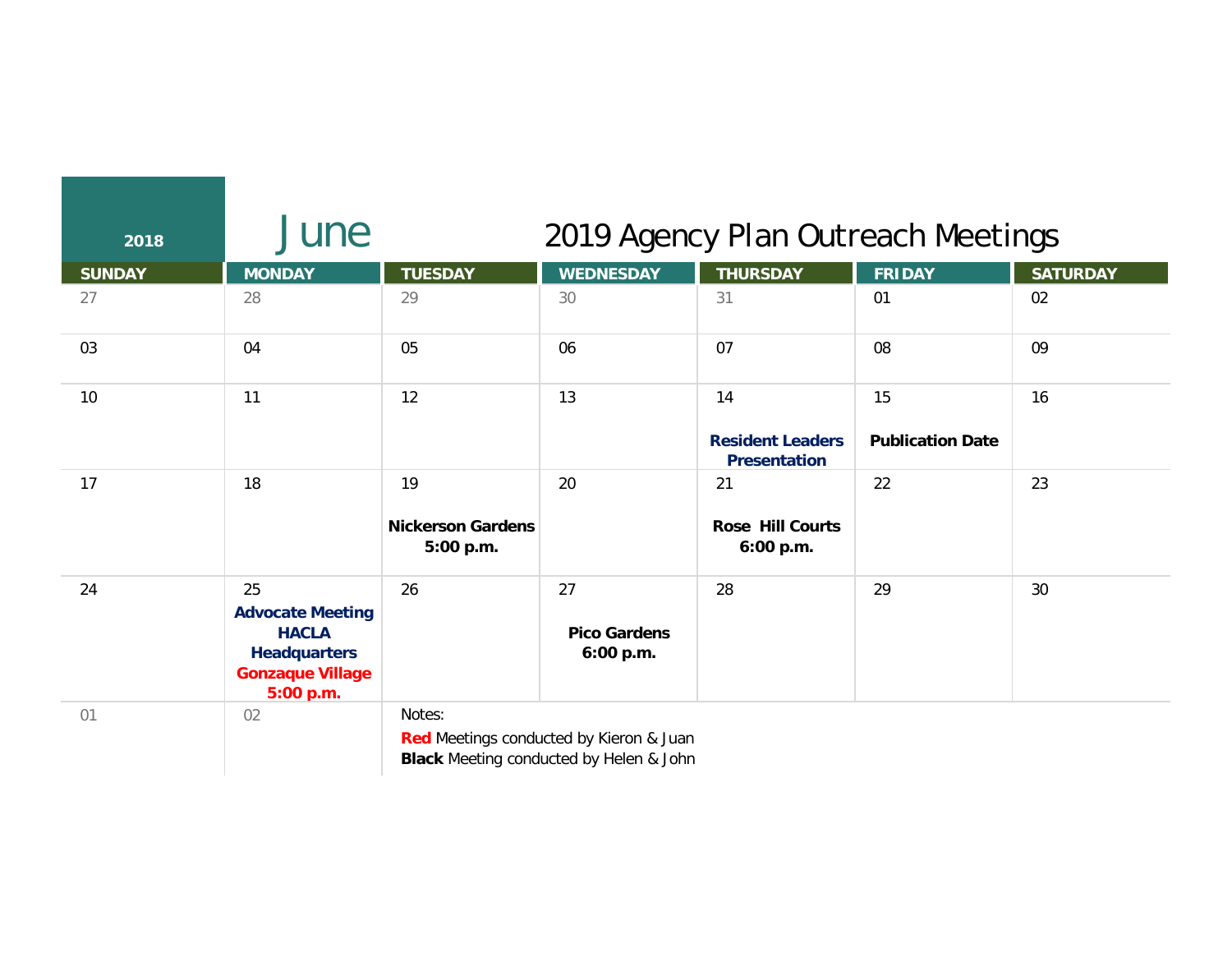**2018**

# June

## 2019 Agency Plan Outreach Meetings

| SUNDAY | MONDAY | TUESDAY | WEDNESDAY | THURSDAY | FRIDAY | SATURDAY |
| --- | --- | --- | --- | --- | --- | --- |
| 27 | 28 | 29 | 30 | 31 | 01 | 02 |
| 03 | 04 | 05 | 06 | 07 | 08 | 09 |
| 10 | 11 | 12 | 13 | 14 **Resident Leaders Presentation** | 15 **Publication Date** | 16 |
| 17 | 18 | 19 **Nickerson Gardens 5:00 p.m.** | 20 | 21 **Rose Hill Courts 6:00 p.m.** | 22 | 23 |
| 24 | 25 **Advocate Meeting HACLA Headquarters** **Gonzaque Village 5:00 p.m.** | 26 | 27 **Pico Gardens 6:00 p.m.** | 28 | 29 | 30 |
| 01 | 02 | Notes: **Red** Meetings conducted by Kieron & Juan **Black** Meeting conducted by Helen & John | | | | |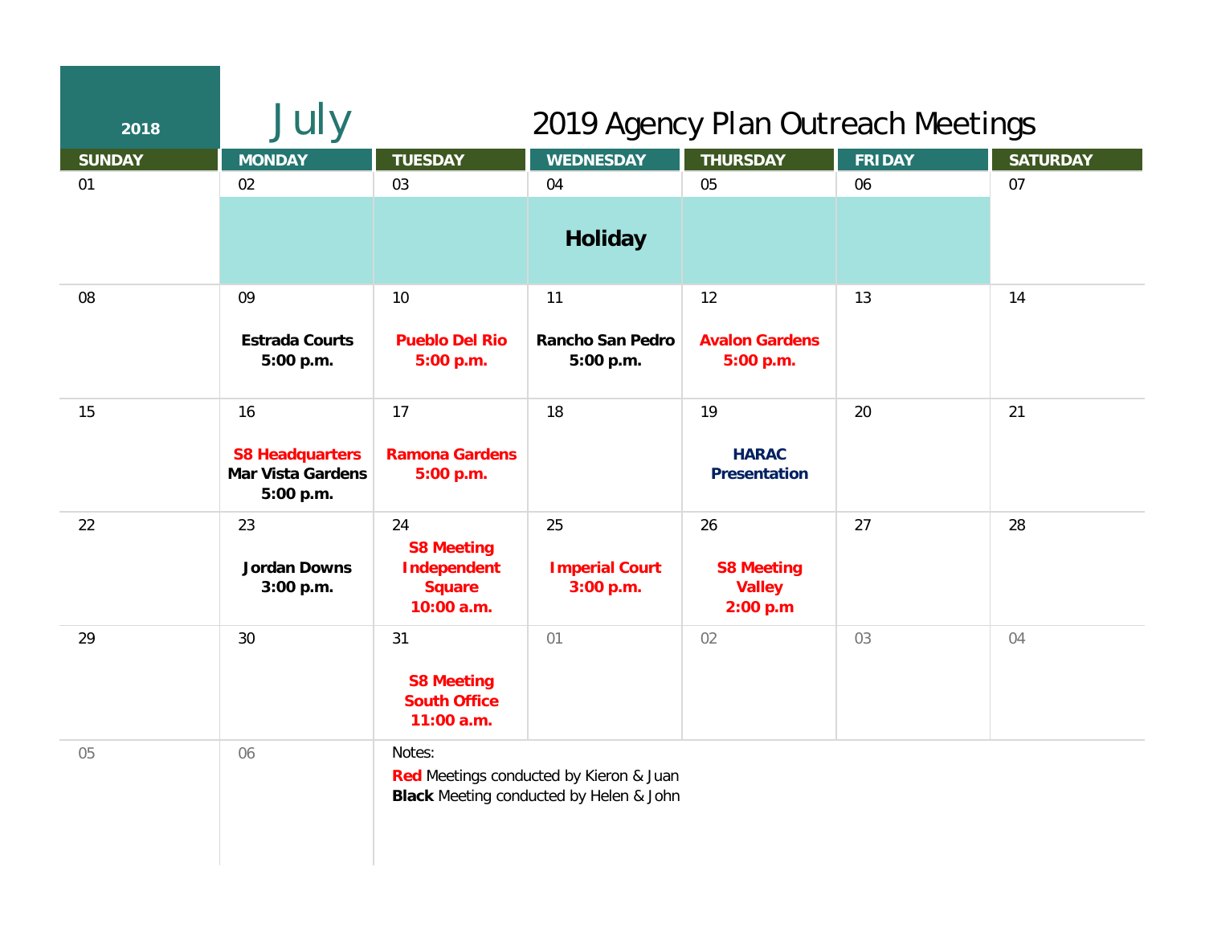# July 2018

## 2019 Agency Plan Outreach Meetings

| SUNDAY | MONDAY | TUESDAY | WEDNESDAY | THURSDAY | FRIDAY | SATURDAY |
|---|---|---|---|---|---|---|
| 01 | 02 Holiday | 03 Holiday | 04 Holiday | 05 Holiday | 06 Holiday | 07 |
| 08 | 09 **Estrada Courts 5:00 p.m.** | 10 **Pueblo Del Rio 5:00 p.m.** | 11 **Rancho San Pedro 5:00 p.m.** | 12 **Avalon Gardens 5:00 p.m.** | 13 | 14 |
| 15 | 16 **S8 Headquarters** **Mar Vista Gardens 5:00 p.m.** | 17 **Ramona Gardens 5:00 p.m.** | 18 | 19 **HARAC Presentation** | 20 | 21 |
| 22 | 23 **Jordan Downs 3:00 p.m.** | 24 **S8 Meeting Independent Square 10:00 a.m.** | 25 **Imperial Court 3:00 p.m.** | 26 **S8 Meeting Valley 2:00 p.m** | 27 | 28 |
| 29 | 30 | 31 **S8 Meeting South Office 11:00 a.m.** | 01 | 02 | 03 | 04 |
| 05 | 06 | | | | | |

Notes:

**Red** Meetings conducted by Kieron & Juan

**Black** Meeting conducted by Helen & John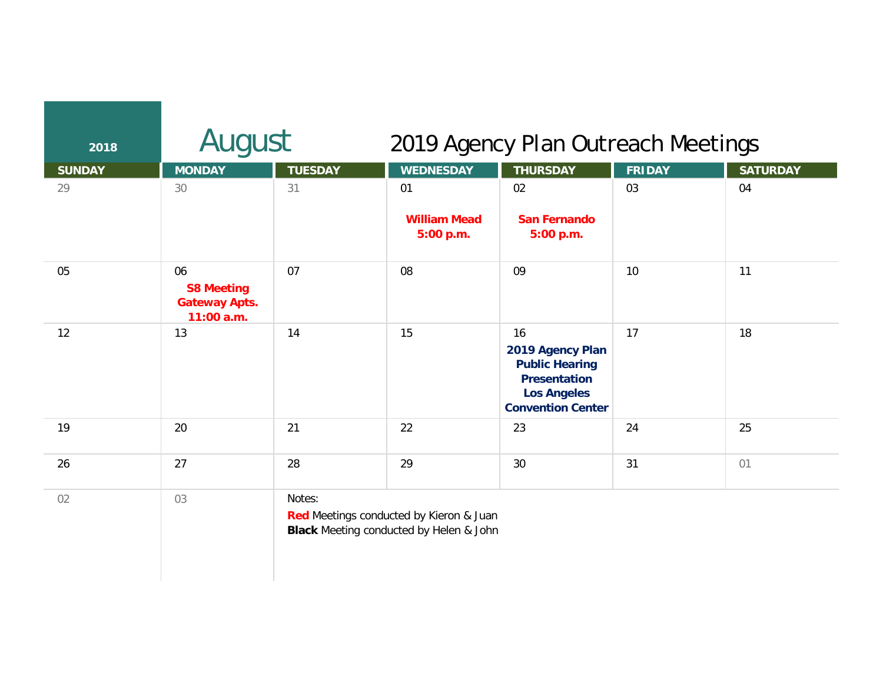2018

# August

## 2019 Agency Plan Outreach Meetings

| SUNDAY | MONDAY | TUESDAY | WEDNESDAY | THURSDAY | FRIDAY | SATURDAY |
|---|---|---|---|---|---|---|
| 29 | 30 | 31 | 01<br>**William Mead 5:00 p.m.** | 02<br>**San Fernando 5:00 p.m.** | 03 | 04 |
| 05 | 06<br>**S8 Meeting Gateway Apts. 11:00 a.m.** | 07 | 08 | 09 | 10 | 11 |
| 12 | 13 | 14 | 15 | 16<br>**2019 Agency Plan Public Hearing Presentation Los Angeles Convention Center** | 17 | 18 |
| 19 | 20 | 21 | 22 | 23 | 24 | 25 |
| 26 | 27 | 28 | 29 | 30 | 31 | 01 |
| 02 | 03 | | | | | |

Notes:

**Red** Meetings conducted by Kieron & Juan

**Black** Meeting conducted by Helen & John